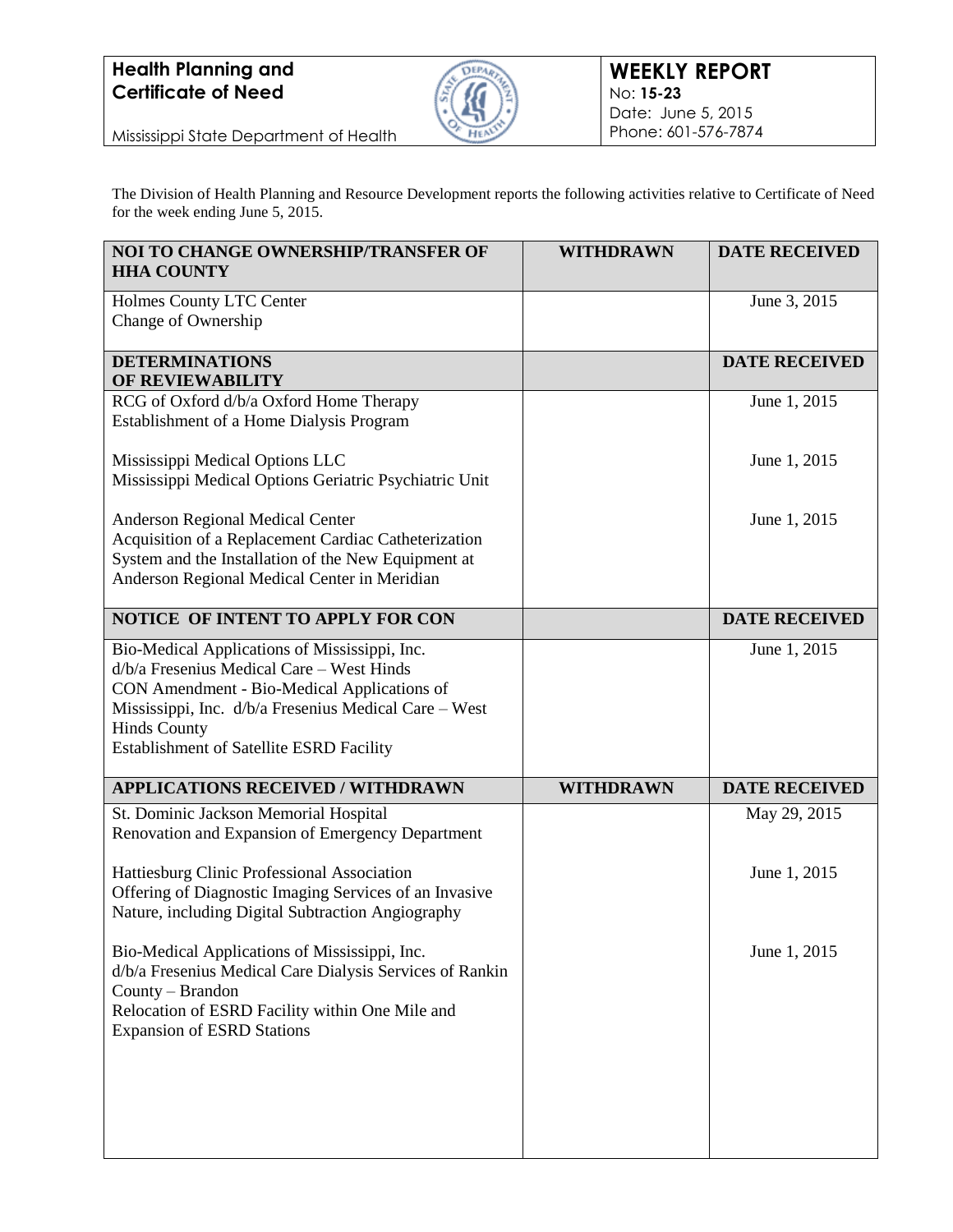**Health Planning and Certificate of Need**

Mississippi State Department of Health

**WEEKLY REPORT**
No: **15-23**
Date: June 5, 2015
Phone: 601-576-7874

The Division of Health Planning and Resource Development reports the following activities relative to Certificate of Need for the week ending June 5, 2015.

| NOI TO CHANGE OWNERSHIP/TRANSFER OF HHA COUNTY | WITHDRAWN | DATE RECEIVED |
|---|---|---|
| Holmes County LTC Center<br>Change of Ownership | | June 3, 2015 |
| **DETERMINATIONS OF REVIEWABILITY** | | **DATE RECEIVED** |
| RCG of Oxford d/b/a Oxford Home Therapy<br>Establishment of a Home Dialysis Program | | June 1, 2015 |
| Mississippi Medical Options LLC<br>Mississippi Medical Options Geriatric Psychiatric Unit | | June 1, 2015 |
| Anderson Regional Medical Center<br>Acquisition of a Replacement Cardiac Catheterization System and the Installation of the New Equipment at Anderson Regional Medical Center in Meridian | | June 1, 2015 |
| **NOTICE OF INTENT TO APPLY FOR CON** | | **DATE RECEIVED** |
| Bio-Medical Applications of Mississippi, Inc. d/b/a Fresenius Medical Care – West Hinds<br>CON Amendment - Bio-Medical Applications of Mississippi, Inc. d/b/a Fresenius Medical Care – West Hinds County<br>Establishment of Satellite ESRD Facility | | June 1, 2015 |
| **APPLICATIONS RECEIVED / WITHDRAWN** | **WITHDRAWN** | **DATE RECEIVED** |
| St. Dominic Jackson Memorial Hospital<br>Renovation and Expansion of Emergency Department | | May 29, 2015 |
| Hattiesburg Clinic Professional Association<br>Offering of Diagnostic Imaging Services of an Invasive Nature, including Digital Subtraction Angiography | | June 1, 2015 |
| Bio-Medical Applications of Mississippi, Inc. d/b/a Fresenius Medical Care Dialysis Services of Rankin County – Brandon<br>Relocation of ESRD Facility within One Mile and Expansion of ESRD Stations | | June 1, 2015 |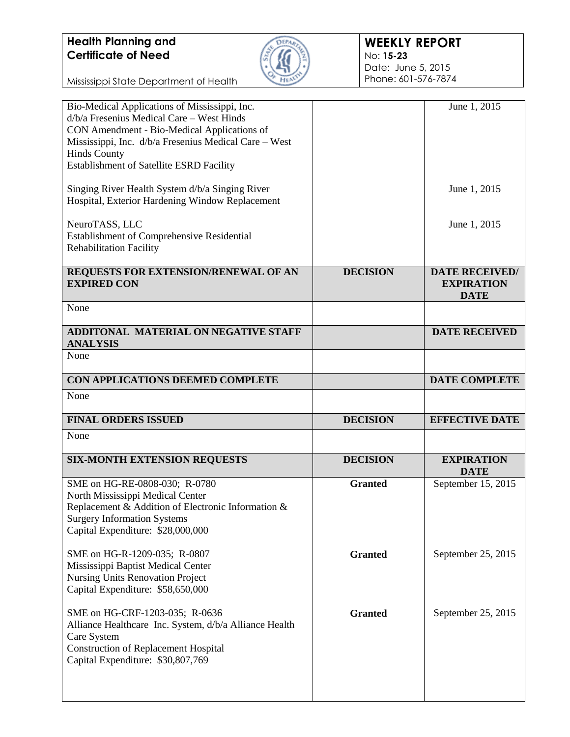| | | |
|---|---|---|
| Bio-Medical Applications of Mississippi, Inc. d/b/a Fresenius Medical Care – West Hinds<br>CON Amendment - Bio-Medical Applications of Mississippi, Inc. d/b/a Fresenius Medical Care – West Hinds County<br>Establishment of Satellite ESRD Facility | | June 1, 2015 |
| Singing River Health System d/b/a Singing River Hospital, Exterior Hardening Window Replacement | | June 1, 2015 |
| NeuroTASS, LLC<br>Establishment of Comprehensive Residential Rehabilitation Facility | | June 1, 2015 |
| **REQUESTS FOR EXTENSION/RENEWAL OF AN EXPIRED CON** | **DECISION** | **DATE RECEIVED/ EXPIRATION DATE** |
| None | | |
| **ADDITONAL MATERIAL ON NEGATIVE STAFF ANALYSIS** | | **DATE RECEIVED** |
| None | | |
| **CON APPLICATIONS DEEMED COMPLETE** | | **DATE COMPLETE** |
| None | | |
| **FINAL ORDERS ISSUED** | **DECISION** | **EFFECTIVE DATE** |
| None | | |
| **SIX-MONTH EXTENSION REQUESTS** | **DECISION** | **EXPIRATION DATE** |
| SME on HG-RE-0808-030; R-0780<br>North Mississippi Medical Center<br>Replacement & Addition of Electronic Information & Surgery Information Systems<br>Capital Expenditure: $28,000,000 | **Granted** | September 15, 2015 |
| SME on HG-R-1209-035; R-0807<br>Mississippi Baptist Medical Center<br>Nursing Units Renovation Project<br>Capital Expenditure: $58,650,000 | **Granted** | September 25, 2015 |
| SME on HG-CRF-1203-035; R-0636<br>Alliance Healthcare Inc. System, d/b/a Alliance Health Care System<br>Construction of Replacement Hospital<br>Capital Expenditure: $30,807,769 | **Granted** | September 25, 2015 |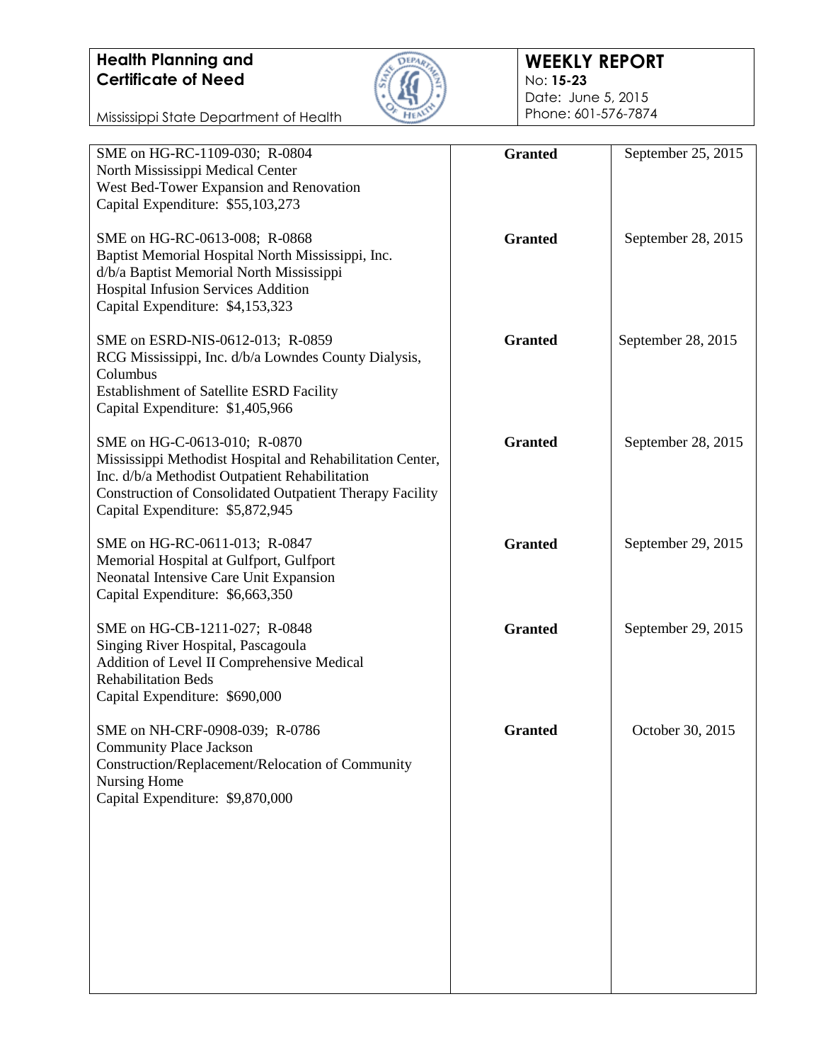| | | |
|---|---|---|
| SME on HG-RC-1109-030; R-0804<br>North Mississippi Medical Center<br>West Bed-Tower Expansion and Renovation<br>Capital Expenditure: $55,103,273 | **Granted** | September 25, 2015 |
| SME on HG-RC-0613-008; R-0868<br>Baptist Memorial Hospital North Mississippi, Inc.<br>d/b/a Baptist Memorial North Mississippi<br>Hospital Infusion Services Addition<br>Capital Expenditure: $4,153,323 | **Granted** | September 28, 2015 |
| SME on ESRD-NIS-0612-013; R-0859<br>RCG Mississippi, Inc. d/b/a Lowndes County Dialysis, Columbus<br>Establishment of Satellite ESRD Facility<br>Capital Expenditure: $1,405,966 | **Granted** | September 28, 2015 |
| SME on HG-C-0613-010; R-0870<br>Mississippi Methodist Hospital and Rehabilitation Center, Inc. d/b/a Methodist Outpatient Rehabilitation<br>Construction of Consolidated Outpatient Therapy Facility<br>Capital Expenditure: $5,872,945 | **Granted** | September 28, 2015 |
| SME on HG-RC-0611-013; R-0847<br>Memorial Hospital at Gulfport, Gulfport<br>Neonatal Intensive Care Unit Expansion<br>Capital Expenditure: $6,663,350 | **Granted** | September 29, 2015 |
| SME on HG-CB-1211-027; R-0848<br>Singing River Hospital, Pascagoula<br>Addition of Level II Comprehensive Medical Rehabilitation Beds<br>Capital Expenditure: $690,000 | **Granted** | September 29, 2015 |
| SME on NH-CRF-0908-039; R-0786<br>Community Place Jackson<br>Construction/Replacement/Relocation of Community Nursing Home<br>Capital Expenditure: $9,870,000 | **Granted** | October 30, 2015 |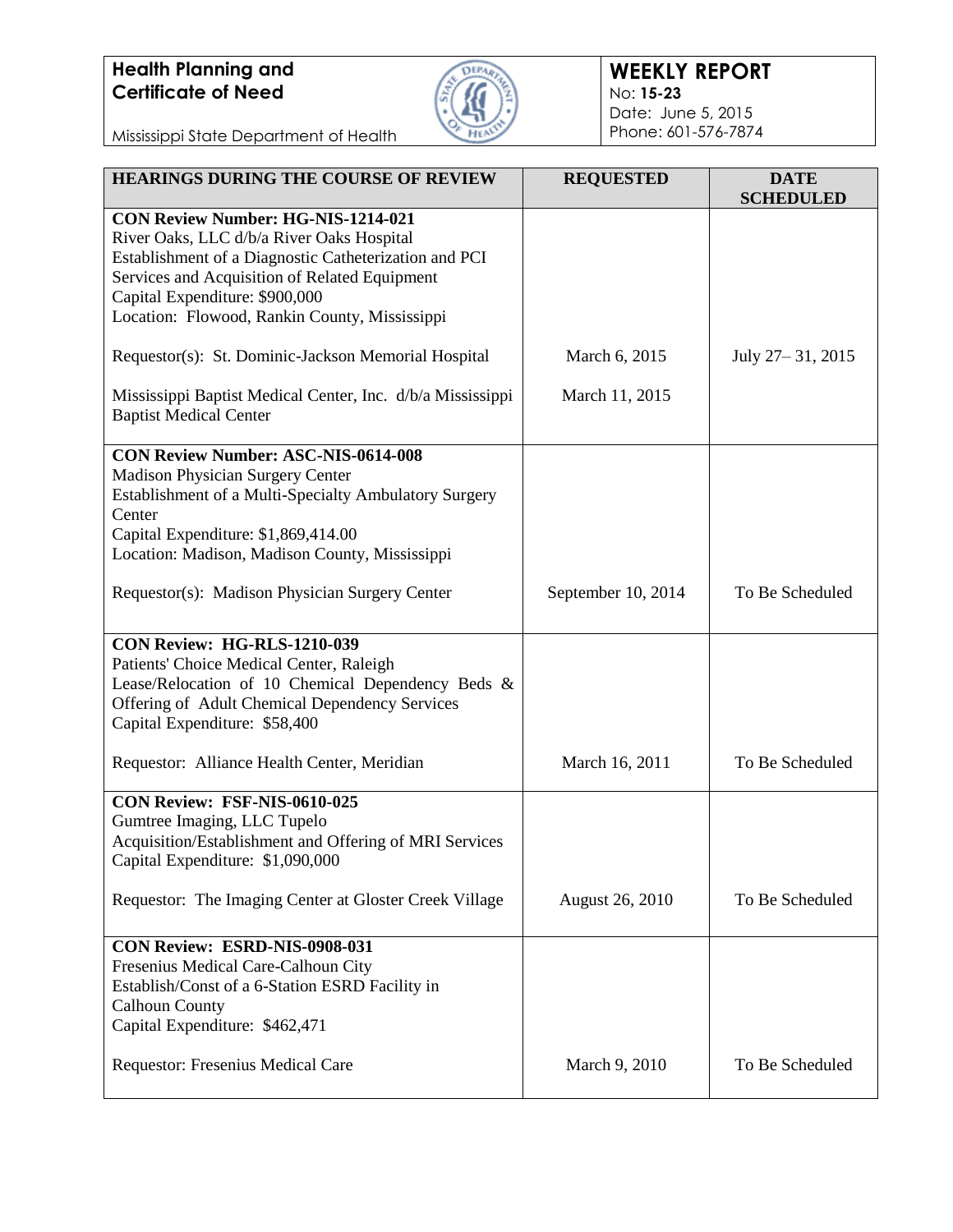**Health Planning and Certificate of Need**

Mississippi State Department of Health

**WEEKLY REPORT**
No: **15-23**
Date: June 5, 2015
Phone: 601-576-7874

| HEARINGS DURING THE COURSE OF REVIEW | REQUESTED | DATE SCHEDULED |
|---|---|---|
| **CON Review Number: HG-NIS-1214-021**<br>River Oaks, LLC d/b/a River Oaks Hospital<br>Establishment of a Diagnostic Catheterization and PCI Services and Acquisition of Related Equipment<br>Capital Expenditure: $900,000<br>Location: Flowood, Rankin County, Mississippi<br><br>Requestor(s): St. Dominic-Jackson Memorial Hospital<br><br>Mississippi Baptist Medical Center, Inc. d/b/a Mississippi Baptist Medical Center | March 6, 2015<br><br>March 11, 2015 | July 27– 31, 2015 |
| **CON Review Number: ASC-NIS-0614-008**<br>Madison Physician Surgery Center<br>Establishment of a Multi-Specialty Ambulatory Surgery Center<br>Capital Expenditure: $1,869,414.00<br>Location: Madison, Madison County, Mississippi<br><br>Requestor(s): Madison Physician Surgery Center | September 10, 2014 | To Be Scheduled |
| **CON Review: HG-RLS-1210-039**<br>Patients' Choice Medical Center, Raleigh<br>Lease/Relocation of 10 Chemical Dependency Beds & Offering of Adult Chemical Dependency Services<br>Capital Expenditure: $58,400<br><br>Requestor: Alliance Health Center, Meridian | March 16, 2011 | To Be Scheduled |
| **CON Review: FSF-NIS-0610-025**<br>Gumtree Imaging, LLC Tupelo<br>Acquisition/Establishment and Offering of MRI Services<br>Capital Expenditure: $1,090,000<br><br>Requestor: The Imaging Center at Gloster Creek Village | August 26, 2010 | To Be Scheduled |
| **CON Review: ESRD-NIS-0908-031**<br>Fresenius Medical Care-Calhoun City<br>Establish/Const of a 6-Station ESRD Facility in Calhoun County<br>Capital Expenditure: $462,471<br><br>Requestor: Fresenius Medical Care | March 9, 2010 | To Be Scheduled |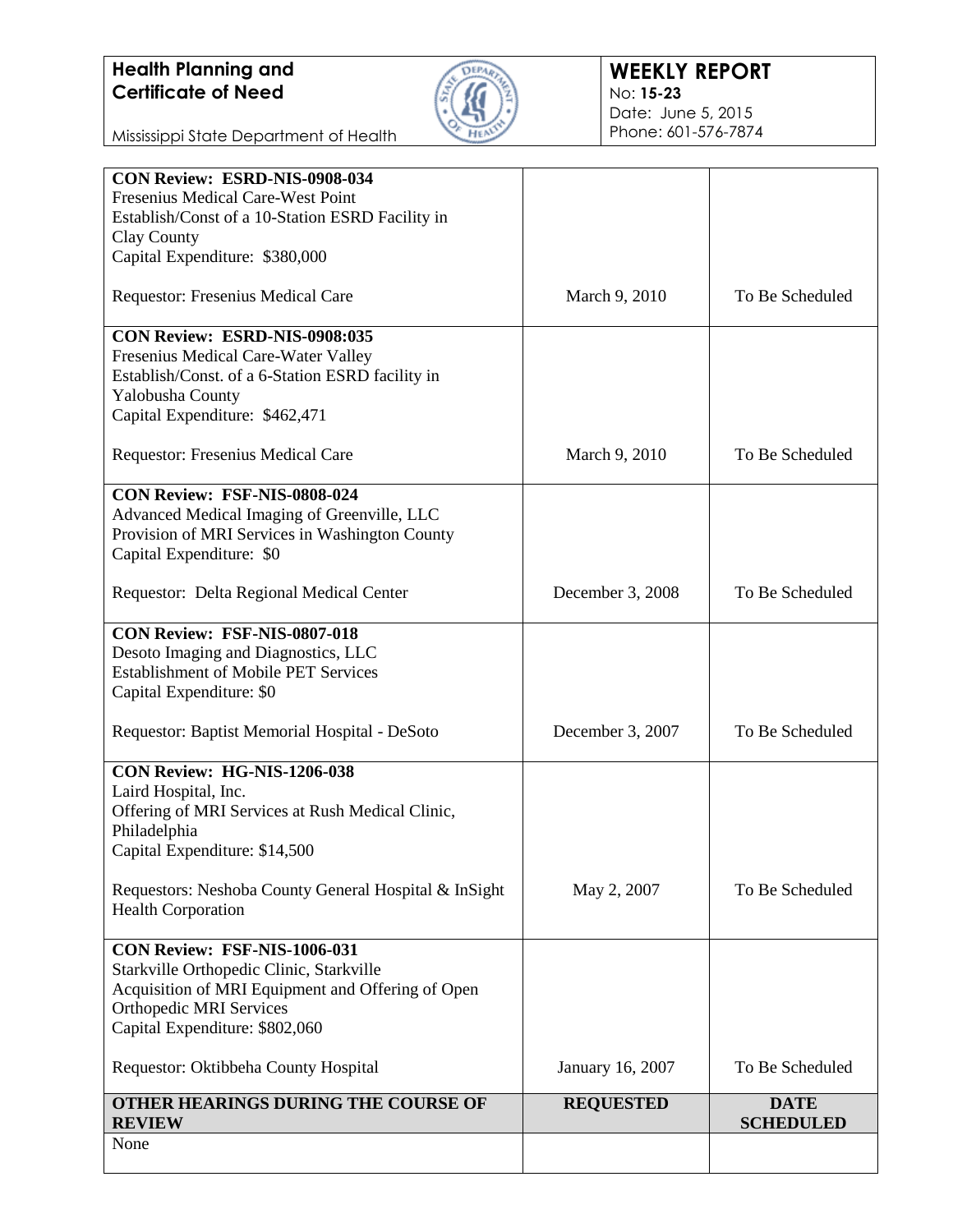**Health Planning and Certificate of Need**

Mississippi State Department of Health

**WEEKLY REPORT**
No: **15-23**
Date: June 5, 2015
Phone: 601-576-7874

| | | |
|---|---|---|
| **CON Review: ESRD-NIS-0908-034**<br>Fresenius Medical Care-West Point<br>Establish/Const of a 10-Station ESRD Facility in Clay County<br>Capital Expenditure: $380,000<br><br>Requestor: Fresenius Medical Care | March 9, 2010 | To Be Scheduled |
| **CON Review: ESRD-NIS-0908:035**<br>Fresenius Medical Care-Water Valley<br>Establish/Const. of a 6-Station ESRD facility in Yalobusha County<br>Capital Expenditure: $462,471<br><br>Requestor: Fresenius Medical Care | March 9, 2010 | To Be Scheduled |
| **CON Review: FSF-NIS-0808-024**<br>Advanced Medical Imaging of Greenville, LLC<br>Provision of MRI Services in Washington County<br>Capital Expenditure: $0<br><br>Requestor: Delta Regional Medical Center | December 3, 2008 | To Be Scheduled |
| **CON Review: FSF-NIS-0807-018**<br>Desoto Imaging and Diagnostics, LLC<br>Establishment of Mobile PET Services<br>Capital Expenditure: $0<br><br>Requestor: Baptist Memorial Hospital - DeSoto | December 3, 2007 | To Be Scheduled |
| **CON Review: HG-NIS-1206-038**<br>Laird Hospital, Inc.<br>Offering of MRI Services at Rush Medical Clinic, Philadelphia<br>Capital Expenditure: $14,500<br><br>Requestors: Neshoba County General Hospital & InSight Health Corporation | May 2, 2007 | To Be Scheduled |
| **CON Review: FSF-NIS-1006-031**<br>Starkville Orthopedic Clinic, Starkville<br>Acquisition of MRI Equipment and Offering of Open Orthopedic MRI Services<br>Capital Expenditure: $802,060<br><br>Requestor: Oktibbeha County Hospital | January 16, 2007 | To Be Scheduled |
| **OTHER HEARINGS DURING THE COURSE OF REVIEW** | **REQUESTED** | **DATE SCHEDULED** |
| None | | |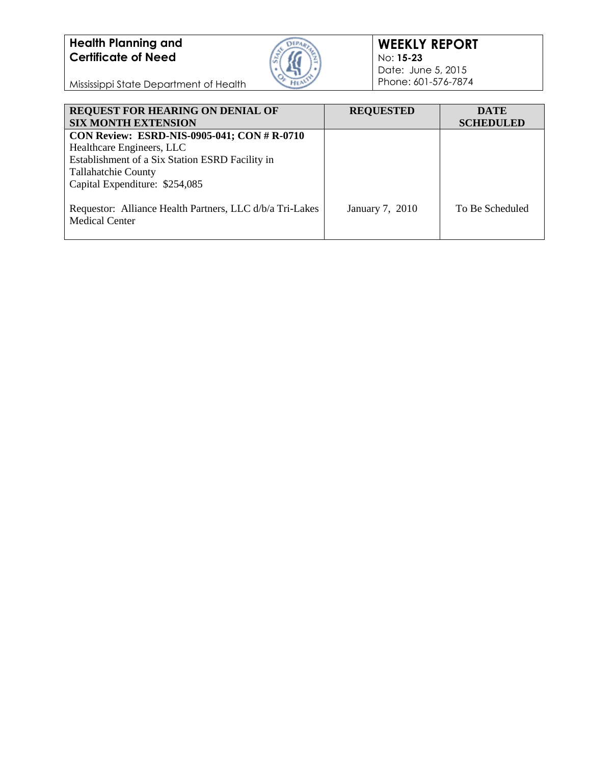**Health Planning and Certificate of Need**

Mississippi State Department of Health

**WEEKLY REPORT**
No: **15-23**
Date: June 5, 2015
Phone: 601-576-7874

| REQUEST FOR HEARING ON DENIAL OF SIX MONTH EXTENSION | REQUESTED | DATE SCHEDULED |
| --- | --- | --- |
| **CON Review: ESRD-NIS-0905-041; CON # R-0710**<br>Healthcare Engineers, LLC<br>Establishment of a Six Station ESRD Facility in Tallahatchie County<br>Capital Expenditure: $254,085<br><br>Requestor: Alliance Health Partners, LLC d/b/a Tri-Lakes Medical Center | January 7, 2010 | To Be Scheduled |